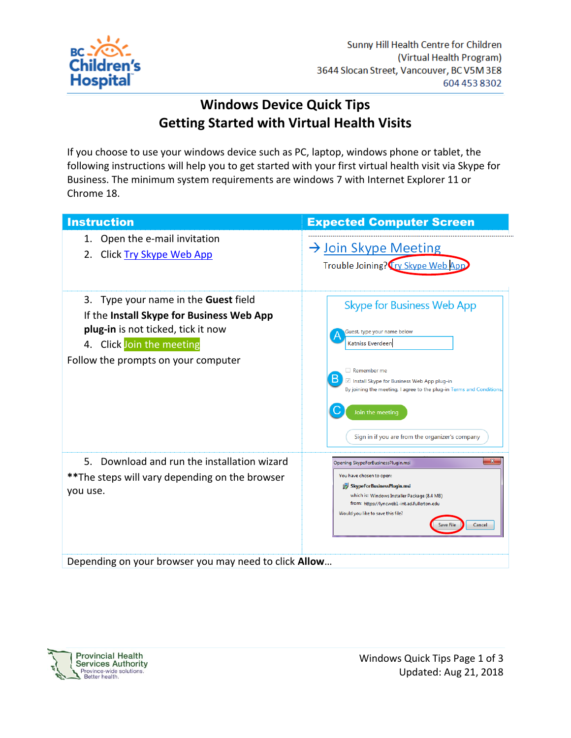Sunny Hill Health Centre for Children
(Virtual Health Program)
3644 Slocan Street, Vancouver, BC V5M 3E8
604 453 8302

# Windows Device Quick Tips
## Getting Started with Virtual Health Visits

If you choose to use your windows device such as PC, laptop, windows phone or tablet, the following instructions will help you to get started with your first virtual health visit via Skype for Business. The minimum system requirements are windows 7 with Internet Explorer 11 or Chrome 18.

| Instruction | Expected Computer Screen |
|---|---|
| 1. Open the e-mail invitation<br>2. Click Try Skype Web App | → Join Skype Meeting<br>Trouble Joining? Try Skype Web App |
| 3. Type your name in the **Guest** field<br>If the **Install Skype for Business Web App plug-in** is not ticked, tick it now<br>4. Click Join the meeting<br>Follow the prompts on your computer | Skype for Business Web App<br>A: Guest, type your name below — Katniss Everdeen<br>Remember me<br>B: Install Skype for Business Web App plug-in<br>By joining the meeting, I agree to the plug-in Terms and Conditions.<br>C: Join the meeting<br>Sign in if you are from the organizer's company |
| 5. Download and run the installation wizard<br>**The steps will vary depending on the browser you use. | Opening SkypeForBusinessPlugin.msi<br>You have chosen to open:<br>SkypeForBusinessPlugin.msi<br>which is: Windows Installer Package (8.4 MB)<br>from: https://lyncweb1-int.ad.fullerton.edu<br>Would you like to save this file?<br>Save File / Cancel |

Depending on your browser you may need to click **Allow**…

Provincial Health Services Authority
Province-wide solutions. Better health.

Updated: Aug 21, 2018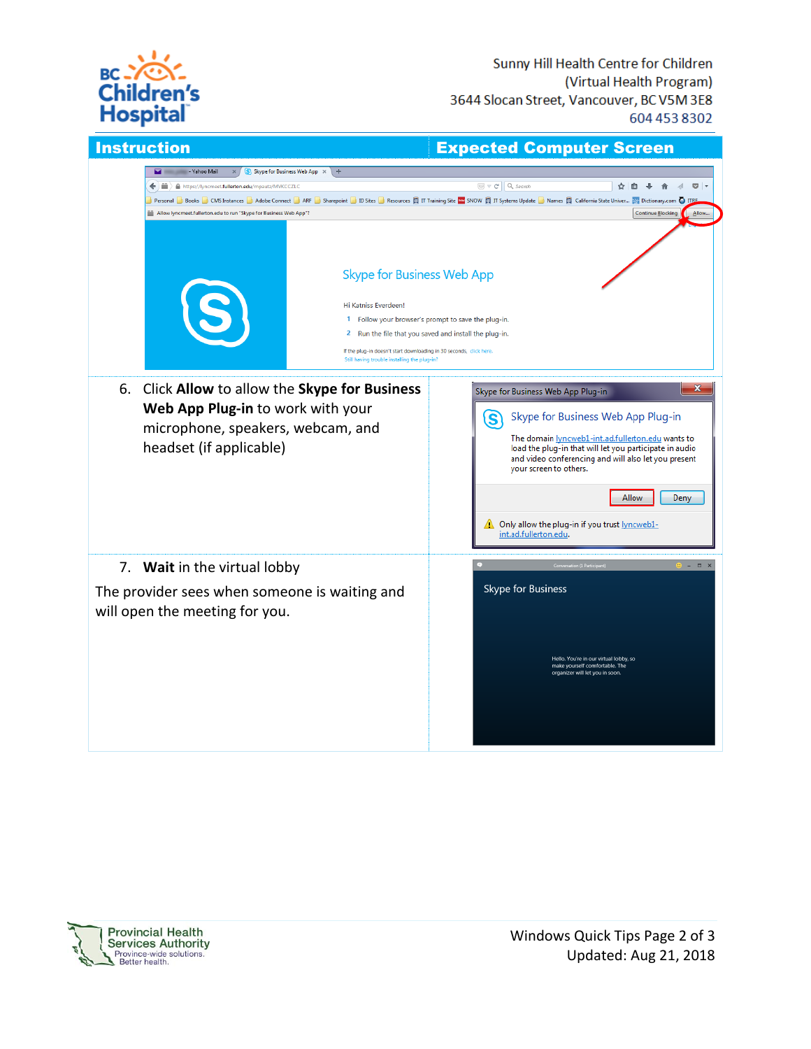Sunny Hill Health Centre for Children
(Virtual Health Program)
3644 Slocan Street, Vancouver, BC V5M 3E8
604 453 8302

| Instruction | Expected Computer Screen |
|---|---|
| 6. Click **Allow** to allow the **Skype for Business Web App Plug-in** to work with your microphone, speakers, webcam, and headset (if applicable) | |
| 7. **Wait** in the virtual lobby<br><br>The provider sees when someone is waiting and will open the meeting for you. | |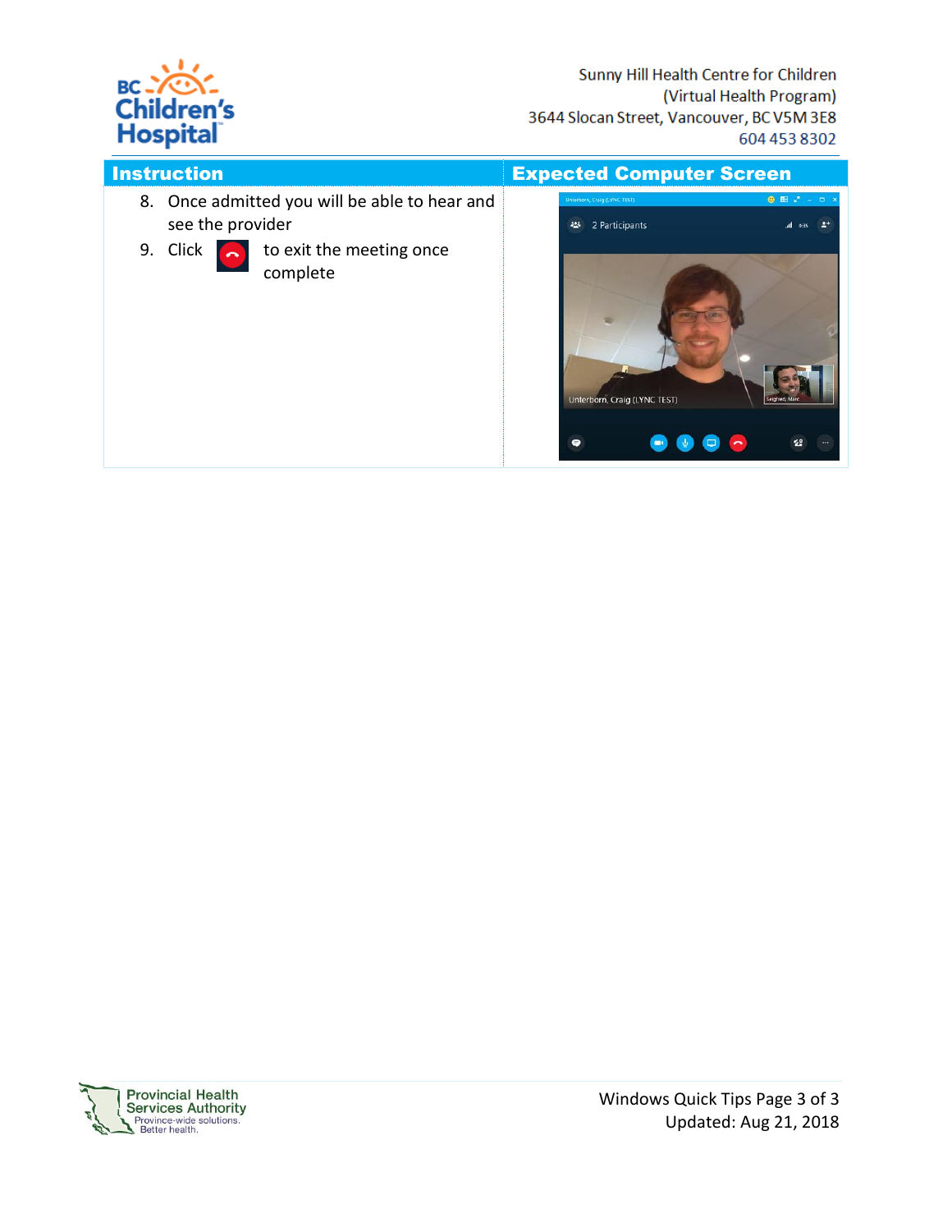Sunny Hill Health Centre for Children
(Virtual Health Program)
3644 Slocan Street, Vancouver, BC V5M 3E8
604 453 8302

| Instruction | Expected Computer Screen |
|---|---|
| 8. Once admitted you will be able to hear and see the provider<br>9. Click to exit the meeting once complete | |